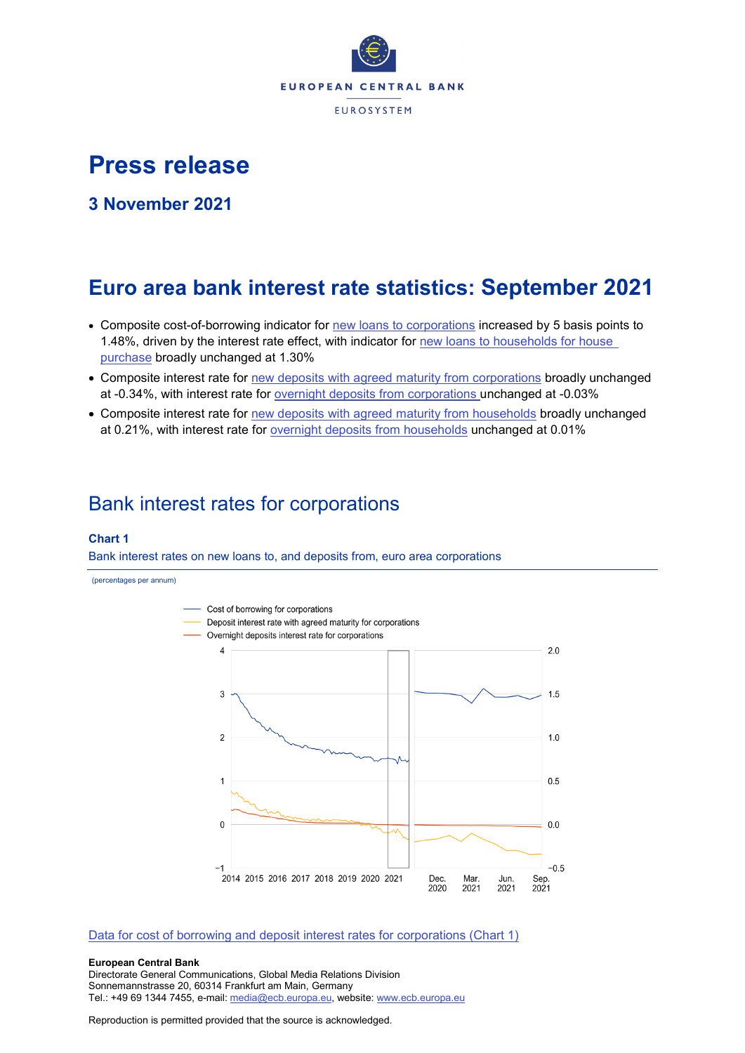EUROPEAN CENTRAL BANK

EUROSYSTEM

# Press release

### 3 November 2021

# Euro area bank interest rate statistics: September 2021

- Composite cost-of-borrowing indicator for new loans to corporations increased by 5 basis points to 1.48%, driven by the interest rate effect, with indicator for new loans to households for house purchase broadly unchanged at 1.30%
- Composite interest rate for new deposits with agreed maturity from corporations broadly unchanged at -0.34%, with interest rate for overnight deposits from corporations unchanged at -0.03%
- Composite interest rate for new deposits with agreed maturity from households broadly unchanged at 0.21%, with interest rate for overnight deposits from households unchanged at 0.01%

## Bank interest rates for corporations

**Chart 1**

Bank interest rates on new loans to, and deposits from, euro area corporations

(percentages per annum)

Data for cost of borrowing and deposit interest rates for corporations (Chart 1)

**European Central Bank**
Directorate General Communications, Global Media Relations Division
Sonnemannstrasse 20, 60314 Frankfurt am Main, Germany
Tel.: +49 69 1344 7455, e-mail: media@ecb.europa.eu, website: www.ecb.europa.eu

Reproduction is permitted provided that the source is acknowledged.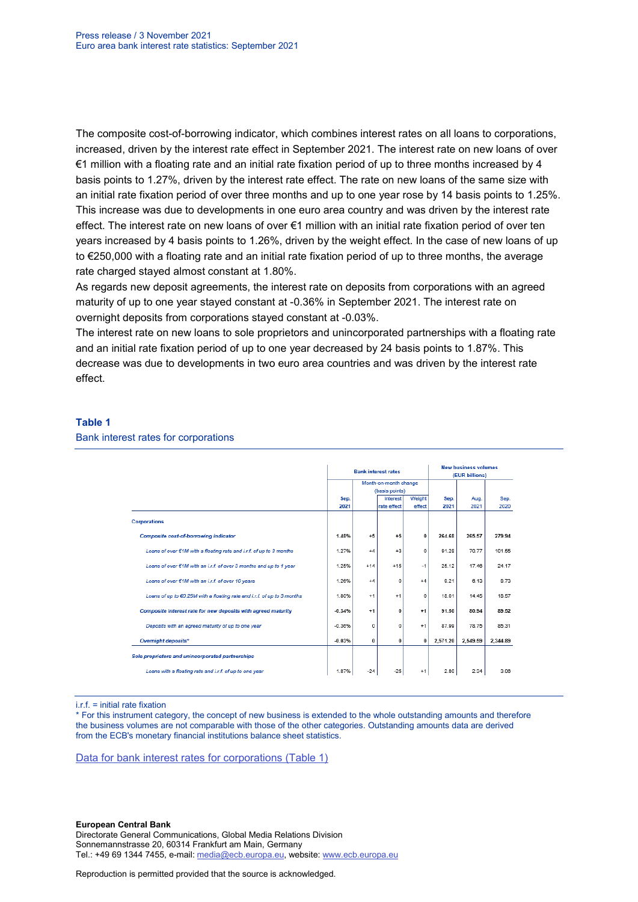The composite cost-of-borrowing indicator, which combines interest rates on all loans to corporations, increased, driven by the interest rate effect in September 2021. The interest rate on new loans of over €1 million with a floating rate and an initial rate fixation period of up to three months increased by 4 basis points to 1.27%, driven by the interest rate effect. The rate on new loans of the same size with an initial rate fixation period of over three months and up to one year rose by 14 basis points to 1.25%. This increase was due to developments in one euro area country and was driven by the interest rate effect. The interest rate on new loans of over €1 million with an initial rate fixation period of over ten years increased by 4 basis points to 1.26%, driven by the weight effect. In the case of new loans of up to €250,000 with a floating rate and an initial rate fixation period of up to three months, the average rate charged stayed almost constant at 1.80%.

As regards new deposit agreements, the interest rate on deposits from corporations with an agreed maturity of up to one year stayed constant at -0.36% in September 2021. The interest rate on overnight deposits from corporations stayed constant at -0.03%.

The interest rate on new loans to sole proprietors and unincorporated partnerships with a floating rate and an initial rate fixation period of up to one year decreased by 24 basis points to 1.87%. This decrease was due to developments in two euro area countries and was driven by the interest rate effect.

### Table 1

Bank interest rates for corporations

| | Bank interest rates | | | | New business volumes (EUR billions) | | |
|---|---|---|---|---|---|---|---|
| | | Month-on-month change (basis points) | | | | | |
| | Sep. 2021 | | Interest rate effect | Weight effect | Sep. 2021 | Aug. 2021 | Sep. 2020 |
| **Corporations** | | | | | | | |
| ***Composite cost-of-borrowing indicator*** | **1.48%** | **+5** | **+5** | **0** | **264.68** | **265.57** | **279.94** |
| *Loans of over €1M with a floating rate and i.r.f. of up to 3 months* | 1.27% | +4 | +3 | 0 | 91.28 | 70.77 | 101.55 |
| *Loans of over €1M with an i.r.f. of over 3 months and up to 1 year* | 1.25% | +14 | +15 | -1 | 25.12 | 17.46 | 24.17 |
| *Loans of over €1M with an i.r.f. of over 10 years* | 1.26% | +4 | 0 | +4 | 8.21 | 6.13 | 8.73 |
| *Loans of up to €0.25M with a floating rate and i.r.f. of up to 3 months* | 1.80% | +1 | +1 | 0 | 18.01 | 14.45 | 18.57 |
| ***Composite interest rate for new deposits with agreed maturity*** | **-0.34%** | **+1** | **0** | **+1** | **91.50** | **80.94** | **89.52** |
| *Deposits with an agreed maturity of up to one year* | -0.36% | 0 | 0 | +1 | 87.99 | 78.75 | 85.31 |
| ***Overnight deposits**** | **-0.03%** | **0** | **0** | **0** | **2,571.20** | **2,549.59** | **2,344.89** |
| ***Sole proprietors and unincorporated partnerships*** | | | | | | | |
| *Loans with a floating rate and i.r.f. of up to one year* | 1.87% | -24 | -25 | +1 | 2.80 | 2.34 | 3.08 |

i.r.f. = initial rate fixation

* For this instrument category, the concept of new business is extended to the whole outstanding amounts and therefore the business volumes are not comparable with those of the other categories. Outstanding amounts data are derived from the ECB's monetary financial institutions balance sheet statistics.

Data for bank interest rates for corporations (Table 1)

**European Central Bank**

Directorate General Communications, Global Media Relations Division
Sonnemannstrasse 20, 60314 Frankfurt am Main, Germany
Tel.: +49 69 1344 7455, e-mail: media@ecb.europa.eu, website: www.ecb.europa.eu

Reproduction is permitted provided that the source is acknowledged.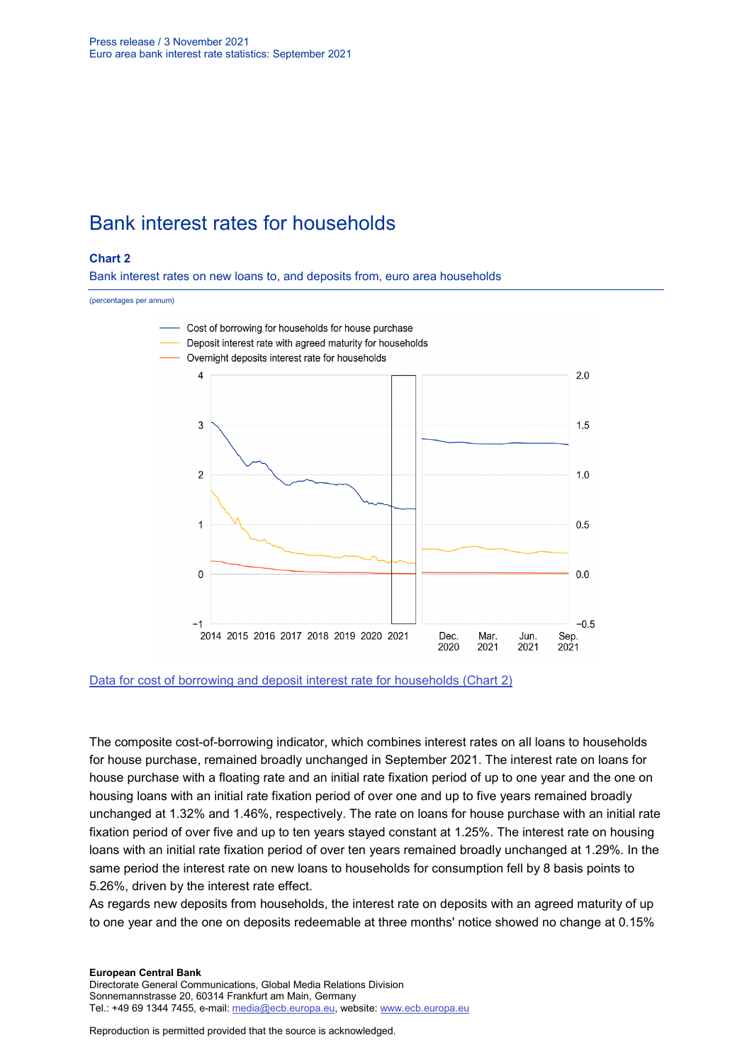# Bank interest rates for households

### Chart 2

Bank interest rates on new loans to, and deposits from, euro area households

(percentages per annum)

[Data for cost of borrowing and deposit interest rate for households (Chart 2)](#)

The composite cost-of-borrowing indicator, which combines interest rates on all loans to households for house purchase, remained broadly unchanged in September 2021. The interest rate on loans for house purchase with a floating rate and an initial rate fixation period of up to one year and the one on housing loans with an initial rate fixation period of over one and up to five years remained broadly unchanged at 1.32% and 1.46%, respectively. The rate on loans for house purchase with an initial rate fixation period of over five and up to ten years stayed constant at 1.25%. The interest rate on housing loans with an initial rate fixation period of over ten years remained broadly unchanged at 1.29%. In the same period the interest rate on new loans to households for consumption fell by 8 basis points to 5.26%, driven by the interest rate effect.

As regards new deposits from households, the interest rate on deposits with an agreed maturity of up to one year and the one on deposits redeemable at three months' notice showed no change at 0.15%

**European Central Bank**
Directorate General Communications, Global Media Relations Division
Sonnemannstrasse 20, 60314 Frankfurt am Main, Germany
Tel.: +49 69 1344 7455, e-mail: media@ecb.europa.eu, website: www.ecb.europa.eu

Reproduction is permitted provided that the source is acknowledged.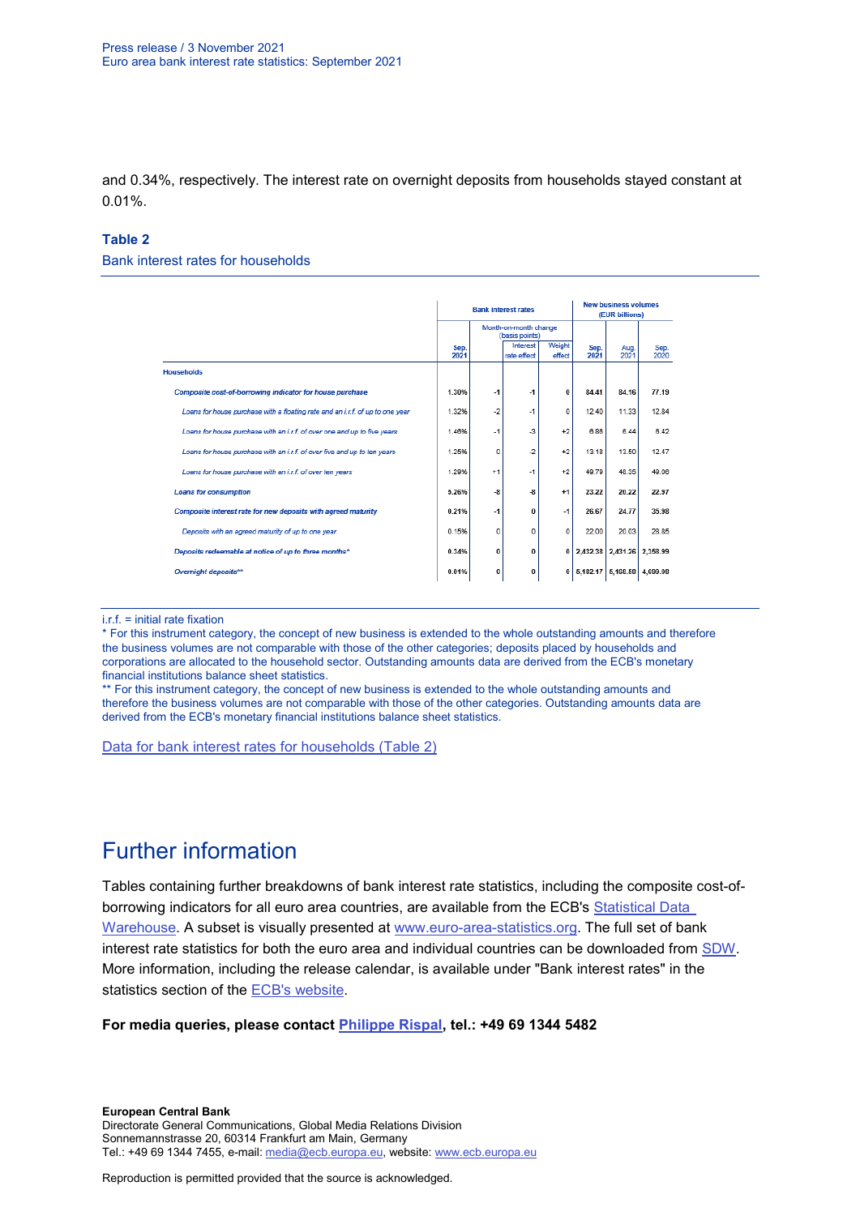and 0.34%, respectively. The interest rate on overnight deposits from households stayed constant at 0.01%.

### Table 2

Bank interest rates for households

| | Bank interest rates | | | | New business volumes (EUR billions) | | |
|---|---|---|---|---|---|---|---|
| | | Month-on-month change (basis points) | | | | | |
| | Sep. 2021 | | Interest rate effect | Weight effect | Sep. 2021 | Aug. 2021 | Sep. 2020 |
| **Households** | | | | | | | |
| *Composite cost-of-borrowing indicator for house purchase* | 1.30% | -1 | -1 | 0 | 84.41 | 84.16 | 77.19 |
| *Loans for house purchase with a floating rate and an i.r.f. of up to one year* | 1.32% | -2 | -1 | 0 | 12.40 | 11.33 | 12.84 |
| *Loans for house purchase with an i.r.f. of over one and up to five years* | 1.46% | -1 | -3 | +2 | 6.88 | 6.44 | 6.42 |
| *Loans for house purchase with an i.r.f. of over five and up to ten years* | 1.25% | 0 | -2 | +2 | 13.18 | 13.50 | 12.47 |
| *Loans for house purchase with an i.r.f. of over ten years* | 1.29% | +1 | -1 | +2 | 49.79 | 48.35 | 49.08 |
| *Loans for consumption* | 5.26% | -8 | -8 | +1 | 23.22 | 20.22 | 22.97 |
| *Composite interest rate for new deposits with agreed maturity* | 0.21% | -1 | 0 | -1 | 26.67 | 24.77 | 35.98 |
| *Deposits with an agreed maturity of up to one year* | 0.15% | 0 | 0 | 0 | 22.00 | 20.03 | 28.85 |
| *Deposits redeemable at notice of up to three months** | 0.34% | 0 | 0 | 0 | 2,432.38 | 2,431.26 | 2,358.99 |
| *Overnight deposits*** | 0.01% | 0 | 0 | 0 | 5,182.17 | 5,168.58 | 4,699.08 |

i.r.f. = initial rate fixation

\* For this instrument category, the concept of new business is extended to the whole outstanding amounts and therefore the business volumes are not comparable with those of the other categories; deposits placed by households and corporations are allocated to the household sector. Outstanding amounts data are derived from the ECB's monetary financial institutions balance sheet statistics.

\** For this instrument category, the concept of new business is extended to the whole outstanding amounts and therefore the business volumes are not comparable with those of the other categories. Outstanding amounts data are derived from the ECB's monetary financial institutions balance sheet statistics.

Data for bank interest rates for households (Table 2)

# Further information

Tables containing further breakdowns of bank interest rate statistics, including the composite cost-of-borrowing indicators for all euro area countries, are available from the ECB's Statistical Data Warehouse. A subset is visually presented at www.euro-area-statistics.org. The full set of bank interest rate statistics for both the euro area and individual countries can be downloaded from SDW. More information, including the release calendar, is available under "Bank interest rates" in the statistics section of the ECB's website.

**For media queries, please contact Philippe Rispal, tel.: +49 69 1344 5482**

**European Central Bank**
Directorate General Communications, Global Media Relations Division
Sonnemannstrasse 20, 60314 Frankfurt am Main, Germany
Tel.: +49 69 1344 7455, e-mail: media@ecb.europa.eu, website: www.ecb.europa.eu

Reproduction is permitted provided that the source is acknowledged.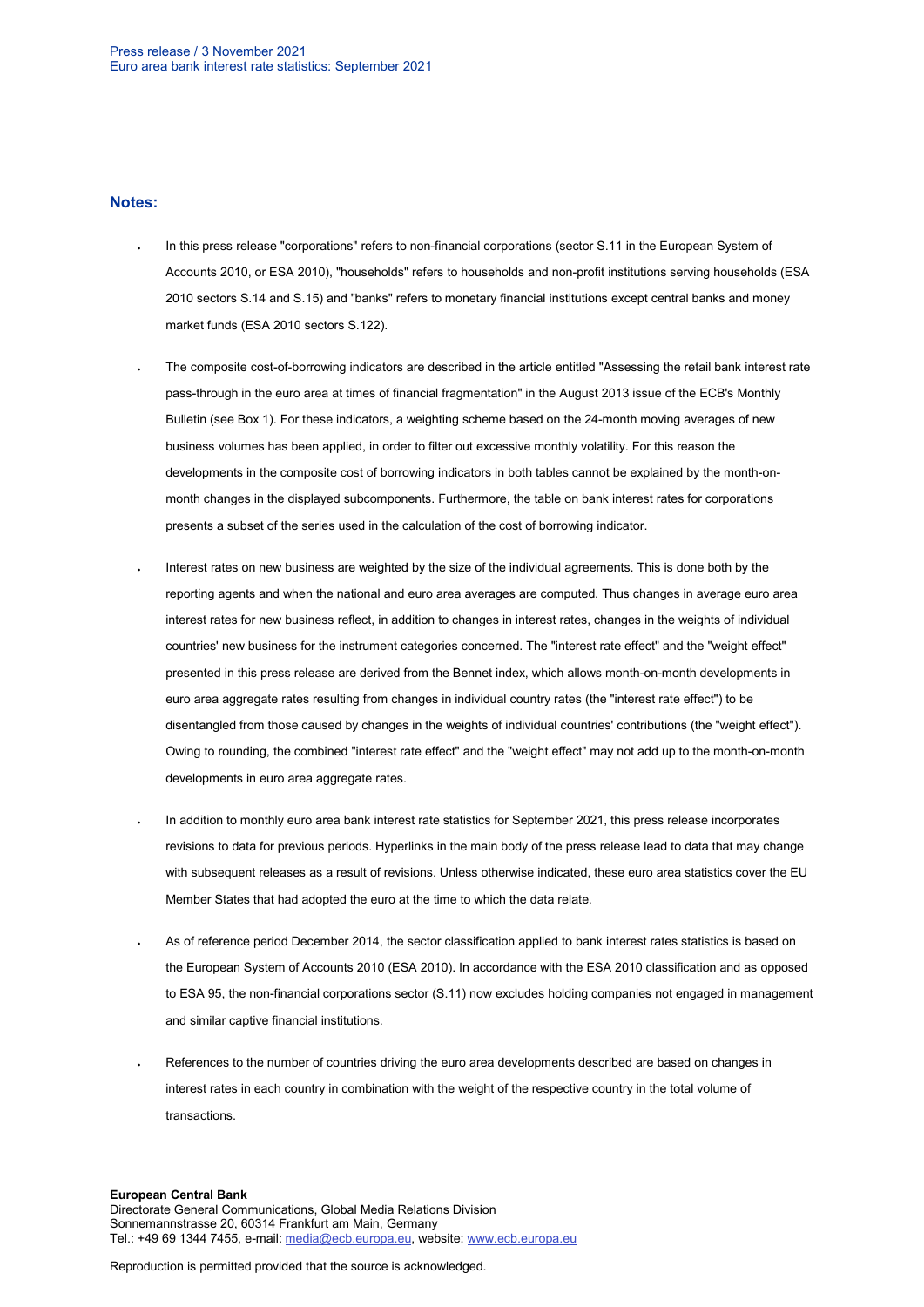## Notes:

- In this press release "corporations" refers to non-financial corporations (sector S.11 in the European System of Accounts 2010, or ESA 2010), "households" refers to households and non-profit institutions serving households (ESA 2010 sectors S.14 and S.15) and "banks" refers to monetary financial institutions except central banks and money market funds (ESA 2010 sectors S.122).
- The composite cost-of-borrowing indicators are described in the article entitled "Assessing the retail bank interest rate pass-through in the euro area at times of financial fragmentation" in the August 2013 issue of the ECB's Monthly Bulletin (see Box 1). For these indicators, a weighting scheme based on the 24-month moving averages of new business volumes has been applied, in order to filter out excessive monthly volatility. For this reason the developments in the composite cost of borrowing indicators in both tables cannot be explained by the month-on-month changes in the displayed subcomponents. Furthermore, the table on bank interest rates for corporations presents a subset of the series used in the calculation of the cost of borrowing indicator.
- Interest rates on new business are weighted by the size of the individual agreements. This is done both by the reporting agents and when the national and euro area averages are computed. Thus changes in average euro area interest rates for new business reflect, in addition to changes in interest rates, changes in the weights of individual countries' new business for the instrument categories concerned. The "interest rate effect" and the "weight effect" presented in this press release are derived from the Bennet index, which allows month-on-month developments in euro area aggregate rates resulting from changes in individual country rates (the "interest rate effect") to be disentangled from those caused by changes in the weights of individual countries' contributions (the "weight effect"). Owing to rounding, the combined "interest rate effect" and the "weight effect" may not add up to the month-on-month developments in euro area aggregate rates.
- In addition to monthly euro area bank interest rate statistics for September 2021, this press release incorporates revisions to data for previous periods. Hyperlinks in the main body of the press release lead to data that may change with subsequent releases as a result of revisions. Unless otherwise indicated, these euro area statistics cover the EU Member States that had adopted the euro at the time to which the data relate.
- As of reference period December 2014, the sector classification applied to bank interest rates statistics is based on the European System of Accounts 2010 (ESA 2010). In accordance with the ESA 2010 classification and as opposed to ESA 95, the non-financial corporations sector (S.11) now excludes holding companies not engaged in management and similar captive financial institutions.
- References to the number of countries driving the euro area developments described are based on changes in interest rates in each country in combination with the weight of the respective country in the total volume of transactions.

**European Central Bank**
Directorate General Communications, Global Media Relations Division
Sonnemannstrasse 20, 60314 Frankfurt am Main, Germany
Tel.: +49 69 1344 7455, e-mail: media@ecb.europa.eu, website: www.ecb.europa.eu

Reproduction is permitted provided that the source is acknowledged.